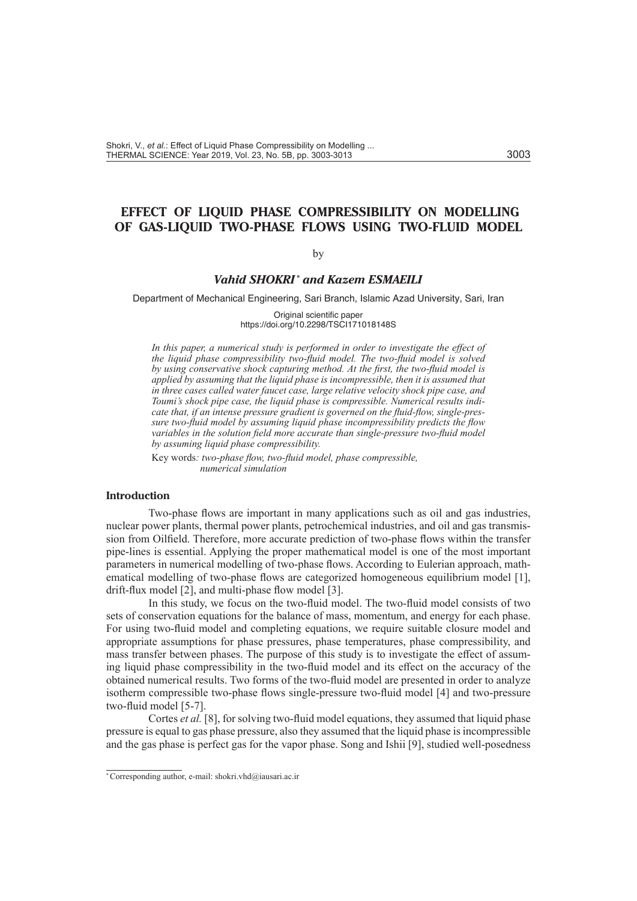# EFFECT OF LIQUID PHASE COMPRESSIBILITY ON MODELLING OF GAS-LIQUID TWO-PHASE FLOWS USING TWO-FLUID MODEL

by

***Vahid SHOKRI* [*] *and Kazem ESMAEILI***

Department of Mechanical Engineering, Sari Branch, Islamic Azad University, Sari, Iran

Original scientific paper
https://doi.org/10.2298/TSCI171018148S

*In this paper, a numerical study is performed in order to investigate the effect of the liquid phase compressibility two-fluid model. The two-fluid model is solved by using conservative shock capturing method. At the first, the two-fluid model is applied by assuming that the liquid phase is incompressible, then it is assumed that in three cases called water faucet case, large relative velocity shock pipe case, and Toumi's shock pipe case, the liquid phase is compressible. Numerical results indicate that, if an intense pressure gradient is governed on the fluid-flow, single-pressure two-fluid model by assuming liquid phase incompressibility predicts the flow variables in the solution field more accurate than single-pressure two-fluid model by assuming liquid phase compressibility.*

Key words*: two-phase flow, two-fluid model, phase compressible, numerical simulation*

## Introduction

Two-phase flows are important in many applications such as oil and gas industries, nuclear power plants, thermal power plants, petrochemical industries, and oil and gas transmission from Oilfield. Therefore, more accurate prediction of two-phase flows within the transfer pipe-lines is essential. Applying the proper mathematical model is one of the most important parameters in numerical modelling of two-phase flows. According to Eulerian approach, mathematical modelling of two-phase flows are categorized homogeneous equilibrium model [1], drift-flux model [2], and multi-phase flow model [3].

In this study, we focus on the two-fluid model. The two-fluid model consists of two sets of conservation equations for the balance of mass, momentum, and energy for each phase. For using two-fluid model and completing equations, we require suitable closure model and appropriate assumptions for phase pressures, phase temperatures, phase compressibility, and mass transfer between phases. The purpose of this study is to investigate the effect of assuming liquid phase compressibility in the two-fluid model and its effect on the accuracy of the obtained numerical results. Two forms of the two-fluid model are presented in order to analyze isotherm compressible two-phase flows single-pressure two-fluid model [4] and two-pressure two-fluid model [5-7].

Cortes *et al.* [8], for solving two-fluid model equations, they assumed that liquid phase pressure is equal to gas phase pressure, also they assumed that the liquid phase is incompressible and the gas phase is perfect gas for the vapor phase. Song and Ishii [9], studied well-posedness

---

[*] Corresponding author, e-mail: shokri.vhd@iausari.ac.ir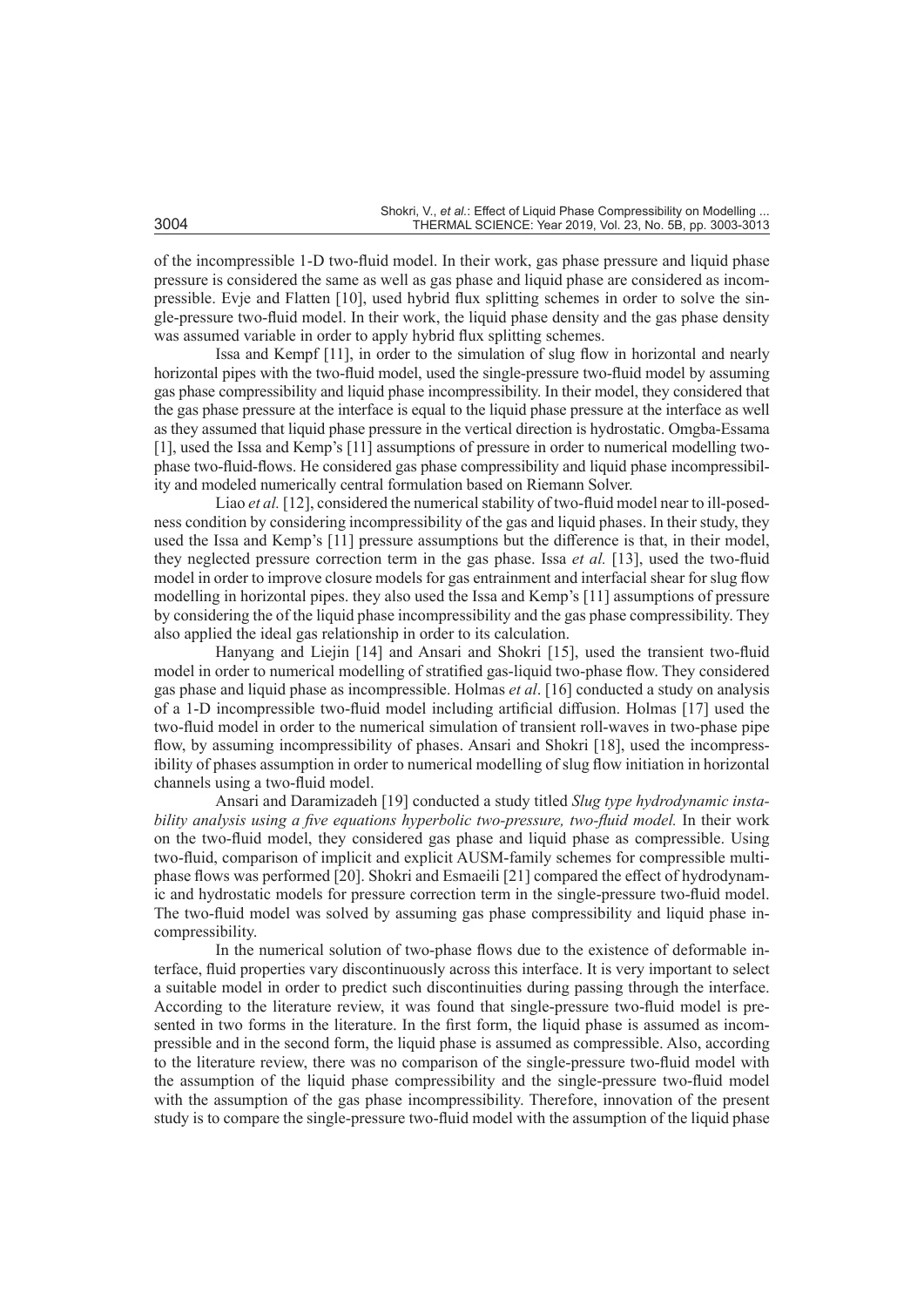of the incompressible 1-D two-fluid model. In their work, gas phase pressure and liquid phase pressure is considered the same as well as gas phase and liquid phase are considered as incompressible. Evje and Flatten [10], used hybrid flux splitting schemes in order to solve the single-pressure two-fluid model. In their work, the liquid phase density and the gas phase density was assumed variable in order to apply hybrid flux splitting schemes.

Issa and Kempf [11], in order to the simulation of slug flow in horizontal and nearly horizontal pipes with the two-fluid model, used the single-pressure two-fluid model by assuming gas phase compressibility and liquid phase incompressibility. In their model, they considered that the gas phase pressure at the interface is equal to the liquid phase pressure at the interface as well as they assumed that liquid phase pressure in the vertical direction is hydrostatic. Omgba-Essama [1], used the Issa and Kemp's [11] assumptions of pressure in order to numerical modelling two-phase two-fluid-flows. He considered gas phase compressibility and liquid phase incompressibility and modeled numerically central formulation based on Riemann Solver.

Liao *et al.* [12], considered the numerical stability of two-fluid model near to ill-posedness condition by considering incompressibility of the gas and liquid phases. In their study, they used the Issa and Kemp's [11] pressure assumptions but the difference is that, in their model, they neglected pressure correction term in the gas phase. Issa *et al.* [13], used the two-fluid model in order to improve closure models for gas entrainment and interfacial shear for slug flow modelling in horizontal pipes. they also used the Issa and Kemp's [11] assumptions of pressure by considering the of the liquid phase incompressibility and the gas phase compressibility. They also applied the ideal gas relationship in order to its calculation.

Hanyang and Liejin [14] and Ansari and Shokri [15], used the transient two-fluid model in order to numerical modelling of stratified gas-liquid two-phase flow. They considered gas phase and liquid phase as incompressible. Holmas *et al*. [16] conducted a study on analysis of a 1-D incompressible two-fluid model including artificial diffusion. Holmas [17] used the two-fluid model in order to the numerical simulation of transient roll-waves in two-phase pipe flow, by assuming incompressibility of phases. Ansari and Shokri [18], used the incompressibility of phases assumption in order to numerical modelling of slug flow initiation in horizontal channels using a two-fluid model.

Ansari and Daramizadeh [19] conducted a study titled *Slug type hydrodynamic instability analysis using a five equations hyperbolic two-pressure, two-fluid model.* In their work on the two-fluid model, they considered gas phase and liquid phase as compressible. Using two-fluid, comparison of implicit and explicit AUSM-family schemes for compressible multiphase flows was performed [20]. Shokri and Esmaeili [21] compared the effect of hydrodynamic and hydrostatic models for pressure correction term in the single-pressure two-fluid model. The two-fluid model was solved by assuming gas phase compressibility and liquid phase incompressibility.

In the numerical solution of two-phase flows due to the existence of deformable interface, fluid properties vary discontinuously across this interface. It is very important to select a suitable model in order to predict such discontinuities during passing through the interface. According to the literature review, it was found that single-pressure two-fluid model is presented in two forms in the literature. In the first form, the liquid phase is assumed as incompressible and in the second form, the liquid phase is assumed as compressible. Also, according to the literature review, there was no comparison of the single-pressure two-fluid model with the assumption of the liquid phase compressibility and the single-pressure two-fluid model with the assumption of the gas phase incompressibility. Therefore, innovation of the present study is to compare the single-pressure two-fluid model with the assumption of the liquid phase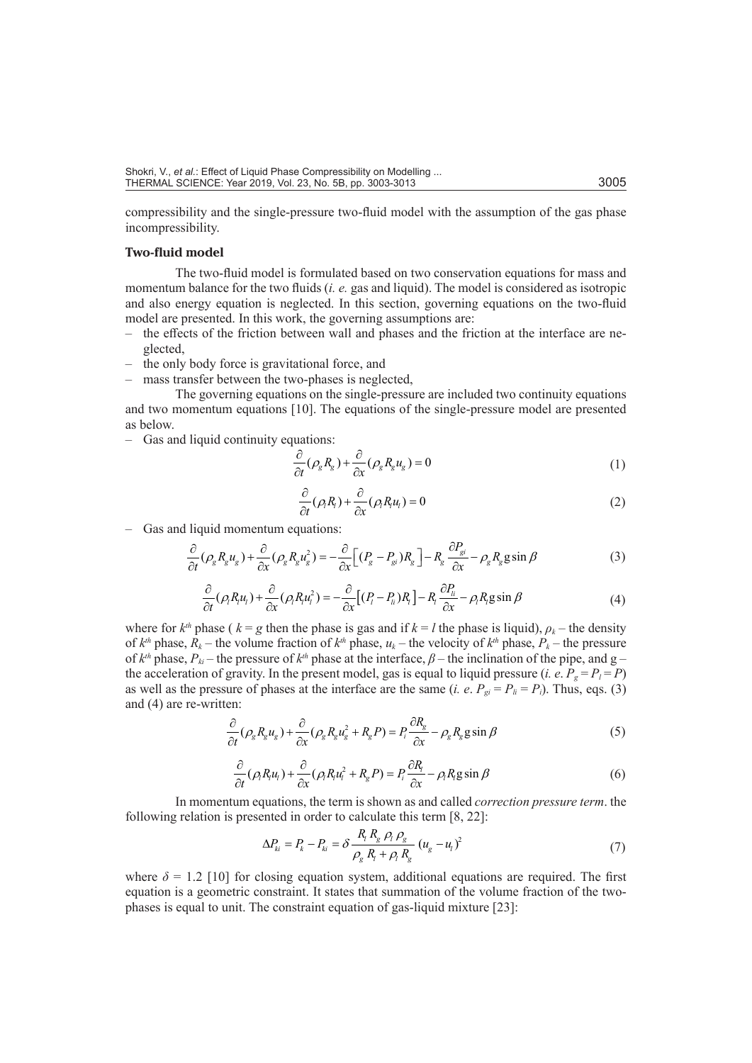compressibility and the single-pressure two-fluid model with the assumption of the gas phase incompressibility.

### Two-fluid model

The two-fluid model is formulated based on two conservation equations for mass and momentum balance for the two fluids (*i. e.* gas and liquid). The model is considered as isotropic and also energy equation is neglected. In this section, governing equations on the two-fluid model are presented. In this work, the governing assumptions are:

- the effects of the friction between wall and phases and the friction at the interface are neglected,
- the only body force is gravitational force, and
- mass transfer between the two-phases is neglected,

The governing equations on the single-pressure are included two continuity equations and two momentum equations [10]. The equations of the single-pressure model are presented as below.

- Gas and liquid continuity equations:

$$\frac{\partial}{\partial t}(\rho_g R_g) + \frac{\partial}{\partial x}(\rho_g R_g u_g) = 0 \tag{1}$$

$$\frac{\partial}{\partial t}(\rho_l R_l) + \frac{\partial}{\partial x}(\rho_l R_l u_l) = 0 \tag{2}$$

- Gas and liquid momentum equations:

$$\frac{\partial}{\partial t}(\rho_g R_g u_g) + \frac{\partial}{\partial x}(\rho_g R_g u_g^2) = -\frac{\partial}{\partial x}\left[(P_g - P_{gi})R_g\right] - R_g \frac{\partial P_{gi}}{\partial x} - \rho_g R_g \text{g} \sin\beta \tag{3}$$

$$\frac{\partial}{\partial t}(\rho_l R_l u_l) + \frac{\partial}{\partial x}(\rho_l R_l u_l^2) = -\frac{\partial}{\partial x}\left[(P_l - P_{li})R_l\right] - R_l \frac{\partial P_{li}}{\partial x} - \rho_l R_l \text{g} \sin\beta \tag{4}$$

where for $k^{th}$ phase ( $k = g$ then the phase is gas and if $k = l$ the phase is liquid), $\rho_k$ – the density of $k^{th}$ phase, $R_k$ – the volume fraction of $k^{th}$ phase, $u_k$ – the velocity of $k^{th}$ phase, $P_k$ – the pressure of $k^{th}$ phase, $P_{ki}$ – the pressure of $k^{th}$ phase at the interface, $\beta$ – the inclination of the pipe, and g – the acceleration of gravity. In the present model, gas is equal to liquid pressure (*i. e.* $P_g = P_l = P$) as well as the pressure of phases at the interface are the same (*i. e.* $P_{gi} = P_{li} = P_i$). Thus, eqs. (3) and (4) are re-written:

$$\frac{\partial}{\partial t}(\rho_g R_g u_g) + \frac{\partial}{\partial x}(\rho_g R_g u_g^2 + R_g P) = P_i \frac{\partial R_g}{\partial x} - \rho_g R_g \text{g} \sin\beta \tag{5}$$

$$\frac{\partial}{\partial t}(\rho_l R_l u_l) + \frac{\partial}{\partial x}(\rho_l R_l u_l^2 + R_g P) = P_i \frac{\partial R_l}{\partial x} - \rho_l R_l \text{g} \sin\beta \tag{6}$$

In momentum equations, the term is shown as and called *correction pressure term*. the following relation is presented in order to calculate this term [8, 22]:

$$\Delta P_{ki} = P_k - P_{ki} = \delta \frac{R_l R_g \rho_l \rho_g}{\rho_g R_l + \rho_l R_g} (u_g - u_l)^2 \tag{7}$$

where $\delta = 1.2$ [10] for closing equation system, additional equations are required. The first equation is a geometric constraint. It states that summation of the volume fraction of the two-phases is equal to unit. The constraint equation of gas-liquid mixture [23]: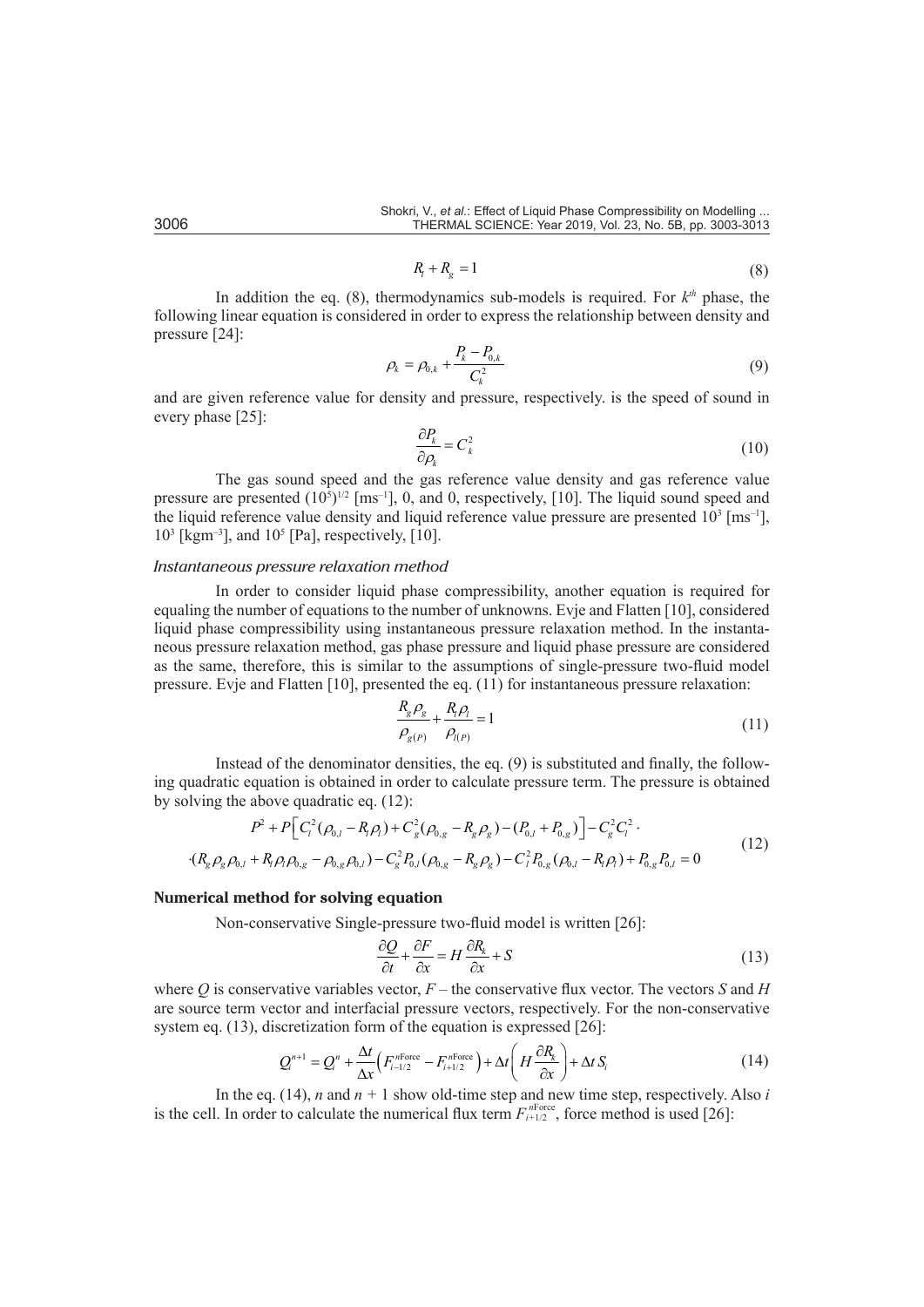$$R_l + R_g = 1 \tag{8}$$

In addition the eq. (8), thermodynamics sub-models is required. For $k^{th}$ phase, the following linear equation is considered in order to express the relationship between density and pressure [24]:

$$\rho_k = \rho_{0,k} + \frac{P_k - P_{0,k}}{C_k^2} \tag{9}$$

and are given reference value for density and pressure, respectively. is the speed of sound in every phase [25]:

$$\frac{\partial P_k}{\partial \rho_k} = C_k^2 \tag{10}$$

The gas sound speed and the gas reference value density and gas reference value pressure are presented $(10^5)^{1/2}$ [ms$^{-1}$], 0, and 0, respectively, [10]. The liquid sound speed and the liquid reference value density and liquid reference value pressure are presented $10^3$ [ms$^{-1}$], $10^3$ [kgm$^{-3}$], and $10^5$ [Pa], respectively, [10].

### *Instantaneous pressure relaxation method*

In order to consider liquid phase compressibility, another equation is required for equaling the number of equations to the number of unknowns. Evje and Flatten [10], considered liquid phase compressibility using instantaneous pressure relaxation method. In the instantaneous pressure relaxation method, gas phase pressure and liquid phase pressure are considered as the same, therefore, this is similar to the assumptions of single-pressure two-fluid model pressure. Evje and Flatten [10], presented the eq. (11) for instantaneous pressure relaxation:

$$\frac{R_g \rho_g}{\rho_{g(P)}} + \frac{R_l \rho_l}{\rho_{l(P)}} = 1 \tag{11}$$

Instead of the denominator densities, the eq. (9) is substituted and finally, the following quadratic equation is obtained in order to calculate pressure term. The pressure is obtained by solving the above quadratic eq. (12):

$$\begin{aligned} &P^2 + P\left[C_l^2(\rho_{0,l} - R_l \rho_l) + C_g^2(\rho_{0,g} - R_g \rho_g) - (P_{0,l} + P_{0,g})\right] - C_g^2 C_l^2 \cdot \\ &\cdot (R_g \rho_g \rho_{0,l} + R_l \rho_l \rho_{0,g} - \rho_{0,g}\rho_{0,l}) - C_g^2 P_{0,l}(\rho_{0,g} - R_g \rho_g) - C_l^2 P_{0,g}(\rho_{0,l} - R_l \rho_l) + P_{0,g}P_{0,l} = 0 \end{aligned} \tag{12}$$

## Numerical method for solving equation

Non-conservative Single-pressure two-fluid model is written [26]:

$$\frac{\partial Q}{\partial t} + \frac{\partial F}{\partial x} = H \frac{\partial R_k}{\partial x} + S \tag{13}$$

where $Q$ is conservative variables vector, $F$ – the conservative flux vector. The vectors $S$ and $H$ are source term vector and interfacial pressure vectors, respectively. For the non-conservative system eq. (13), discretization form of the equation is expressed [26]:

$$Q_i^{n+1} = Q_i^n + \frac{\Delta t}{\Delta x}\left(F_{i-1/2}^{n\text{Force}} - F_{i+1/2}^{n\text{Force}}\right) + \Delta t\left(H \frac{\partial R_k}{\partial x}\right) + \Delta t\, S_i \tag{14}$$

In the eq. (14), $n$ and $n + 1$ show old-time step and new time step, respectively. Also $i$ is the cell. In order to calculate the numerical flux term $F_{i+1/2}^{n\text{Force}}$, force method is used [26]: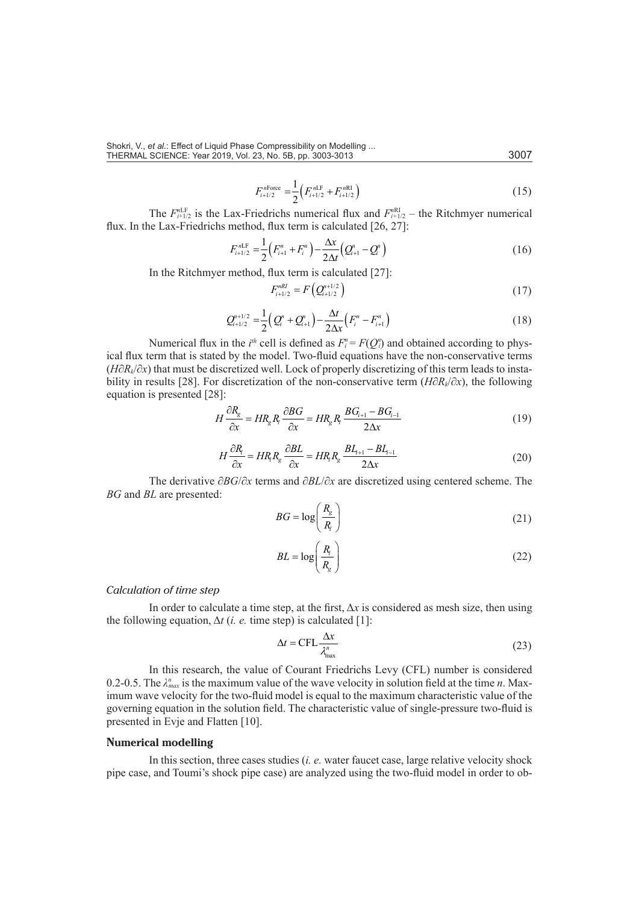$$F_{i+1/2}^{n\text{Force}} = \frac{1}{2}\left(F_{i+1/2}^{n\text{LF}} + F_{i+1/2}^{n\text{RI}}\right) \tag{15}$$

The $F_{i+1/2}^{n\text{LF}}$ is the Lax-Friedrichs numerical flux and $F_{i+1/2}^{n\text{RI}}$ – the Ritchmyer numerical flux. In the Lax-Friedrichs method, flux term is calculated [26, 27]:

$$F_{i+1/2}^{n\text{LF}} = \frac{1}{2}\left(F_{i+1}^{n} + F_{i}^{n}\right) - \frac{\Delta x}{2\Delta t}\left(Q_{i+1}^{n} - Q_{i}^{n}\right) \tag{16}$$

In the Ritchmyer method, flux term is calculated [27]:

$$F_{i+1/2}^{nRI} = F\left(Q_{i+1/2}^{n+1/2}\right) \tag{17}$$

$$Q_{i+1/2}^{n+1/2} = \frac{1}{2}\left(Q_{i}^{n} + Q_{i+1}^{n}\right) - \frac{\Delta t}{2\Delta x}\left(F_{i}^{n} - F_{i+1}^{n}\right) \tag{18}$$

Numerical flux in the $i^{th}$ cell is defined as $F_i^n = F(Q_i^n)$ and obtained according to physical flux term that is stated by the model. Two-fluid equations have the non-conservative terms ($H\partial R_k/\partial x$) that must be discretized well. Lock of properly discretizing of this term leads to instability in results [28]. For discretization of the non-conservative term ($H\partial R_k/\partial x$), the following equation is presented [28]:

$$H\frac{\partial R_g}{\partial x} = HR_g R_l \frac{\partial BG}{\partial x} = HR_g R_l \frac{BG_{i+1} - BG_{i-1}}{2\Delta x} \tag{19}$$

$$H\frac{\partial R_l}{\partial x} = HR_l R_g \frac{\partial BL}{\partial x} = HR_l R_g \frac{BL_{i+1} - BL_{i-1}}{2\Delta x} \tag{20}$$

The derivative $\partial BG/\partial x$ terms and $\partial BL/\partial x$ are discretized using centered scheme. The $BG$ and $BL$ are presented:

$$BG = \log\left(\frac{R_g}{R_l}\right) \tag{21}$$

$$BL = \log\left(\frac{R_l}{R_g}\right) \tag{22}$$

### *Calculation of time step*

In order to calculate a time step, at the first, $\Delta x$ is considered as mesh size, then using the following equation, $\Delta t$ (*i. e.* time step) is calculated [1]:

$$\Delta t = \text{CFL}\frac{\Delta x}{\lambda_{\max}^{n}} \tag{23}$$

In this research, the value of Courant Friedrichs Levy (CFL) number is considered 0.2-0.5. The $\lambda_{max}^n$ is the maximum value of the wave velocity in solution field at the time $n$. Maximum wave velocity for the two-fluid model is equal to the maximum characteristic value of the governing equation in the solution field. The characteristic value of single-pressure two-fluid is presented in Evje and Flatten [10].

## **Numerical modelling**

In this section, three cases studies (*i. e.* water faucet case, large relative velocity shock pipe case, and Toumi's shock pipe case) are analyzed using the two-fluid model in order to ob-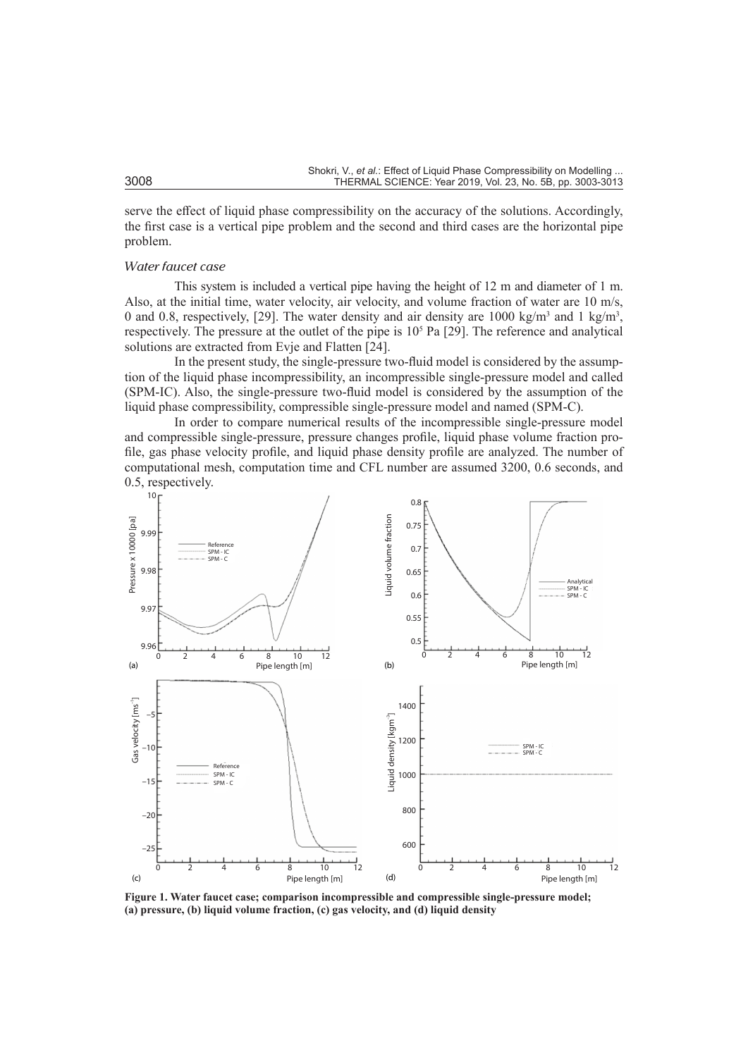serve the effect of liquid phase compressibility on the accuracy of the solutions. Accordingly, the first case is a vertical pipe problem and the second and third cases are the horizontal pipe problem.

### *Water faucet case*

This system is included a vertical pipe having the height of 12 m and diameter of 1 m. Also, at the initial time, water velocity, air velocity, and volume fraction of water are 10 m/s, 0 and 0.8, respectively, [29]. The water density and air density are 1000 kg/m$^3$ and 1 kg/m$^3$, respectively. The pressure at the outlet of the pipe is $10^5$ Pa [29]. The reference and analytical solutions are extracted from Evje and Flatten [24].

In the present study, the single-pressure two-fluid model is considered by the assumption of the liquid phase incompressibility, an incompressible single-pressure model and called (SPM-IC). Also, the single-pressure two-fluid model is considered by the assumption of the liquid phase compressibility, compressible single-pressure model and named (SPM-C).

In order to compare numerical results of the incompressible single-pressure model and compressible single-pressure, pressure changes profile, liquid phase volume fraction profile, gas phase velocity profile, and liquid phase density profile are analyzed. The number of computational mesh, computation time and CFL number are assumed 3200, 0.6 seconds, and 0.5, respectively.

**Figure 1. Water faucet case; comparison incompressible and compressible single-pressure model; (a) pressure, (b) liquid volume fraction, (c) gas velocity, and (d) liquid density**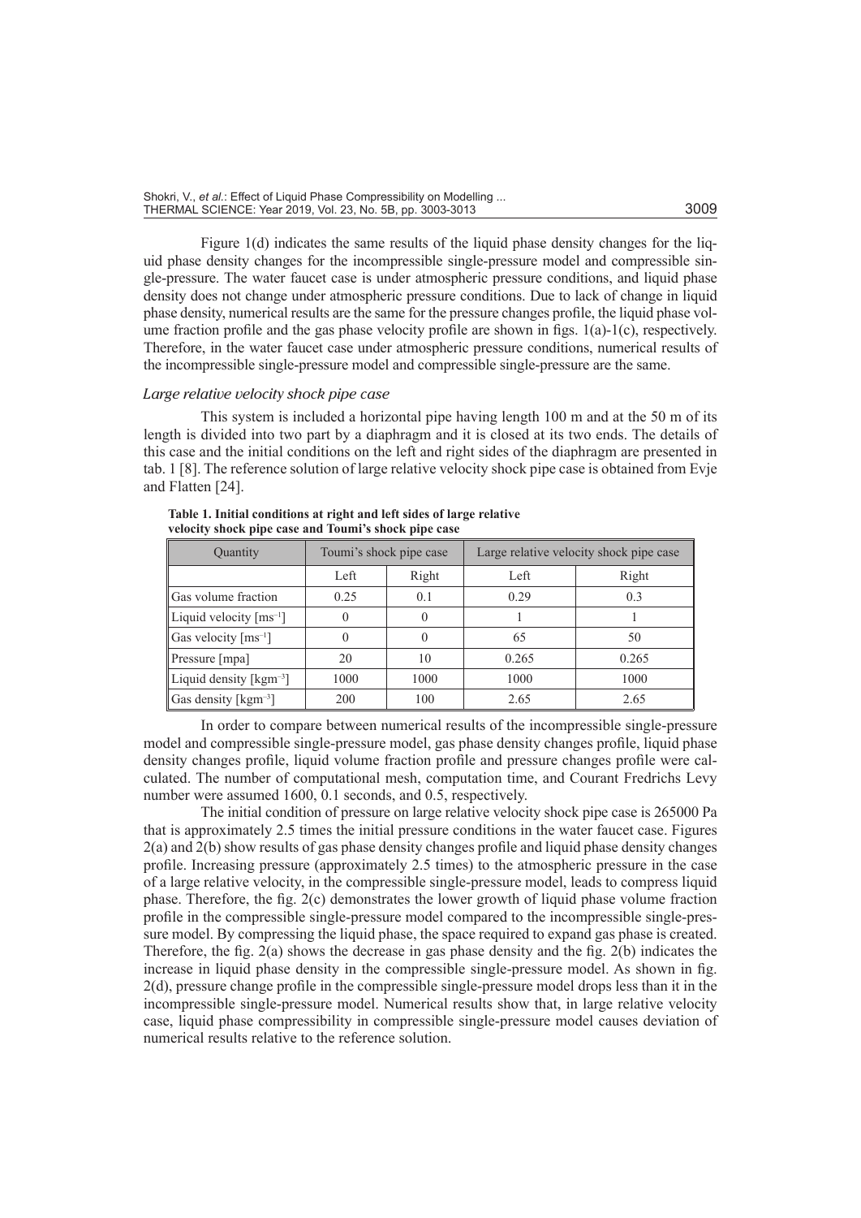Figure 1(d) indicates the same results of the liquid phase density changes for the liquid phase density changes for the incompressible single-pressure model and compressible single-pressure. The water faucet case is under atmospheric pressure conditions, and liquid phase density does not change under atmospheric pressure conditions. Due to lack of change in liquid phase density, numerical results are the same for the pressure changes profile, the liquid phase volume fraction profile and the gas phase velocity profile are shown in figs. 1(a)-1(c), respectively. Therefore, in the water faucet case under atmospheric pressure conditions, numerical results of the incompressible single-pressure model and compressible single-pressure are the same.

### *Large relative velocity shock pipe case*

This system is included a horizontal pipe having length 100 m and at the 50 m of its length is divided into two part by a diaphragm and it is closed at its two ends. The details of this case and the initial conditions on the left and right sides of the diaphragm are presented in tab. 1 [8]. The reference solution of large relative velocity shock pipe case is obtained from Evje and Flatten [24].

**Table 1. Initial conditions at right and left sides of large relative velocity shock pipe case and Toumi's shock pipe case**

| Quantity | Toumi's shock pipe case | | Large relative velocity shock pipe case | |
|---|---|---|---|---|
| | Left | Right | Left | Right |
| Gas volume fraction | 0.25 | 0.1 | 0.29 | 0.3 |
| Liquid velocity [ms$^{-1}$] | 0 | 0 | 1 | 1 |
| Gas velocity [ms$^{-1}$] | 0 | 0 | 65 | 50 |
| Pressure [mpa] | 20 | 10 | 0.265 | 0.265 |
| Liquid density [kgm$^{-3}$] | 1000 | 1000 | 1000 | 1000 |
| Gas density [kgm$^{-3}$] | 200 | 100 | 2.65 | 2.65 |

In order to compare between numerical results of the incompressible single-pressure model and compressible single-pressure model, gas phase density changes profile, liquid phase density changes profile, liquid volume fraction profile and pressure changes profile were calculated. The number of computational mesh, computation time, and Courant Fredrichs Levy number were assumed 1600, 0.1 seconds, and 0.5, respectively.

The initial condition of pressure on large relative velocity shock pipe case is 265000 Pa that is approximately 2.5 times the initial pressure conditions in the water faucet case. Figures 2(a) and 2(b) show results of gas phase density changes profile and liquid phase density changes profile. Increasing pressure (approximately 2.5 times) to the atmospheric pressure in the case of a large relative velocity, in the compressible single-pressure model, leads to compress liquid phase. Therefore, the fig. 2(c) demonstrates the lower growth of liquid phase volume fraction profile in the compressible single-pressure model compared to the incompressible single-pressure model. By compressing the liquid phase, the space required to expand gas phase is created. Therefore, the fig. 2(a) shows the decrease in gas phase density and the fig. 2(b) indicates the increase in liquid phase density in the compressible single-pressure model. As shown in fig. 2(d), pressure change profile in the compressible single-pressure model drops less than it in the incompressible single-pressure model. Numerical results show that, in large relative velocity case, liquid phase compressibility in compressible single-pressure model causes deviation of numerical results relative to the reference solution.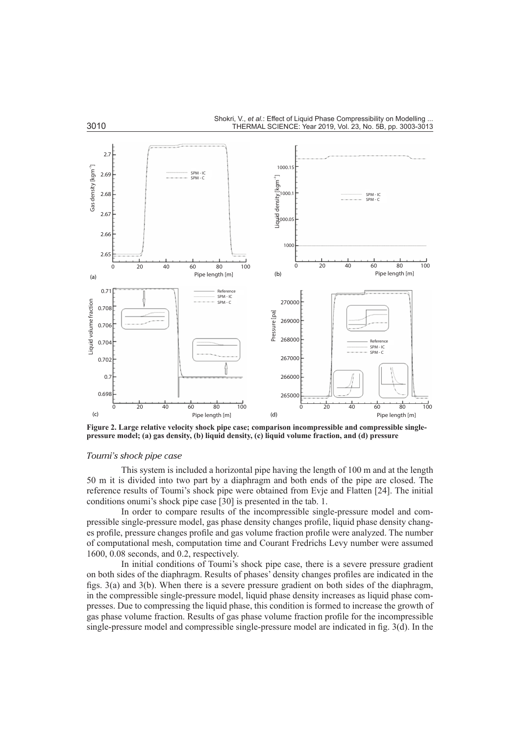**Figure 2. Large relative velocity shock pipe case; comparison incompressible and compressible single-pressure model; (a) gas density, (b) liquid density, (c) liquid volume fraction, and (d) pressure**

### *Toumi's shock pipe case*

This system is included a horizontal pipe having the length of 100 m and at the length 50 m it is divided into two part by a diaphragm and both ends of the pipe are closed. The reference results of Toumi's shock pipe were obtained from Evje and Flatten [24]. The initial conditions onumi's shock pipe case [30] is presented in the tab. 1.

In order to compare results of the incompressible single-pressure model and compressible single-pressure model, gas phase density changes profile, liquid phase density changes profile, pressure changes profile and gas volume fraction profile were analyzed. The number of computational mesh, computation time and Courant Fredrichs Levy number were assumed 1600, 0.08 seconds, and 0.2, respectively.

In initial conditions of Toumi's shock pipe case, there is a severe pressure gradient on both sides of the diaphragm. Results of phases' density changes profiles are indicated in the figs. 3(a) and 3(b). When there is a severe pressure gradient on both sides of the diaphragm, in the compressible single-pressure model, liquid phase density increases as liquid phase compresses. Due to compressing the liquid phase, this condition is formed to increase the growth of gas phase volume fraction. Results of gas phase volume fraction profile for the incompressible single-pressure model and compressible single-pressure model are indicated in fig. 3(d). In the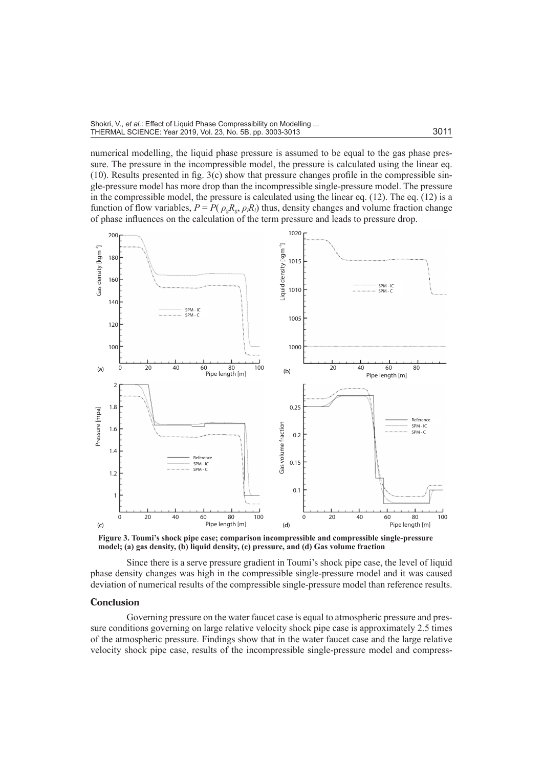numerical modelling, the liquid phase pressure is assumed to be equal to the gas phase pressure. The pressure in the incompressible model, the pressure is calculated using the linear eq. (10). Results presented in fig. 3(c) show that pressure changes profile in the compressible single-pressure model has more drop than the incompressible single-pressure model. The pressure in the compressible model, the pressure is calculated using the linear eq. (12). The eq. (12) is a function of flow variables, $P = P(\rho_g R_g, \rho_l R_l)$ thus, density changes and volume fraction change of phase influences on the calculation of the term pressure and leads to pressure drop.

**Figure 3. Toumi's shock pipe case; comparison incompressible and compressible single-pressure model; (a) gas density, (b) liquid density, (c) pressure, and (d) Gas volume fraction**

Since there is a serve pressure gradient in Toumi's shock pipe case, the level of liquid phase density changes was high in the compressible single-pressure model and it was caused deviation of numerical results of the compressible single-pressure model than reference results.

## Conclusion

Governing pressure on the water faucet case is equal to atmospheric pressure and pressure conditions governing on large relative velocity shock pipe case is approximately 2.5 times of the atmospheric pressure. Findings show that in the water faucet case and the large relative velocity shock pipe case, results of the incompressible single-pressure model and compress-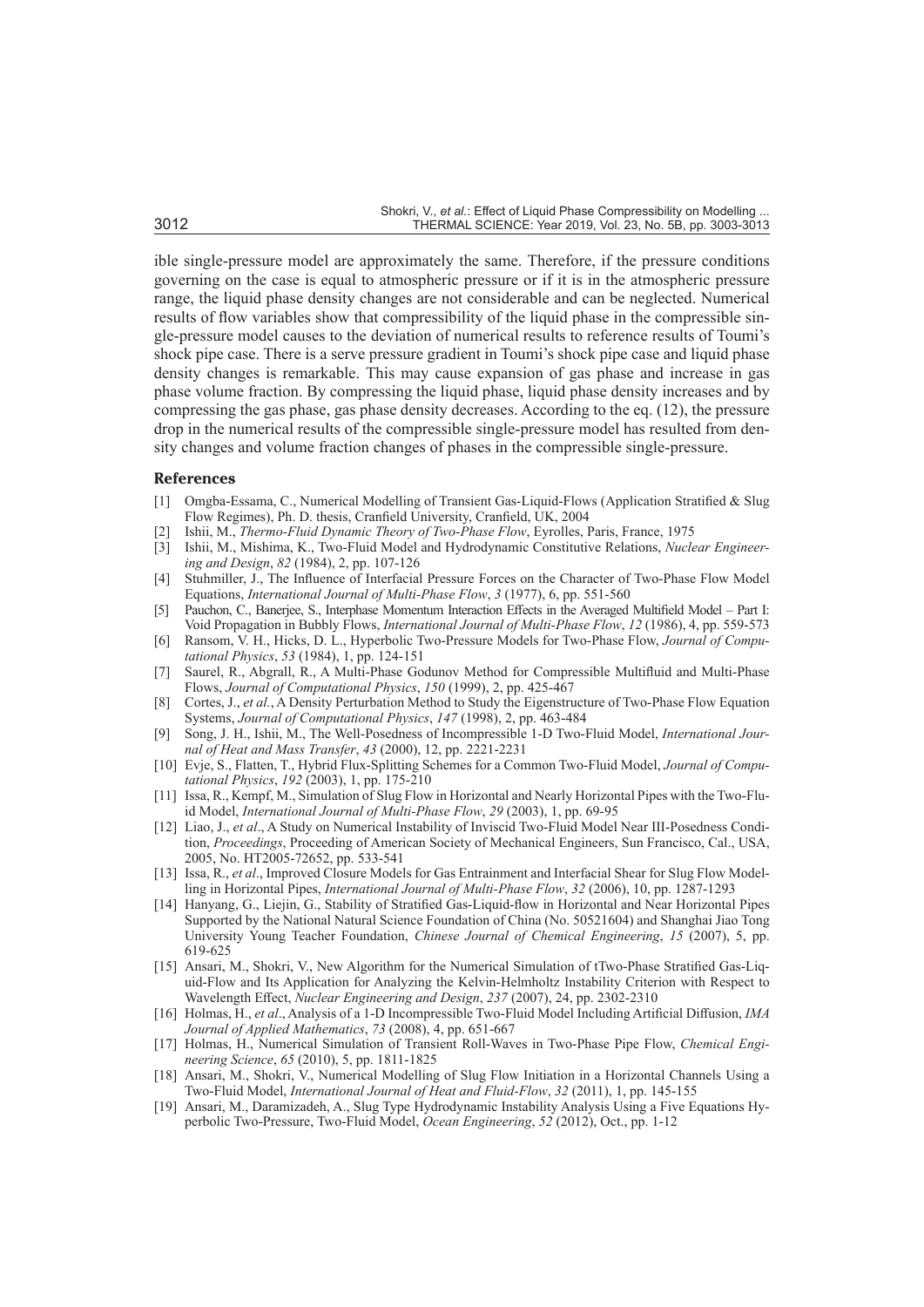ible single-pressure model are approximately the same. Therefore, if the pressure conditions governing on the case is equal to atmospheric pressure or if it is in the atmospheric pressure range, the liquid phase density changes are not considerable and can be neglected. Numerical results of flow variables show that compressibility of the liquid phase in the compressible single-pressure model causes to the deviation of numerical results to reference results of Toumi's shock pipe case. There is a serve pressure gradient in Toumi's shock pipe case and liquid phase density changes is remarkable. This may cause expansion of gas phase and increase in gas phase volume fraction. By compressing the liquid phase, liquid phase density increases and by compressing the gas phase, gas phase density decreases. According to the eq. (12), the pressure drop in the numerical results of the compressible single-pressure model has resulted from density changes and volume fraction changes of phases in the compressible single-pressure.

## References

[1] Omgba-Essama, C., Numerical Modelling of Transient Gas-Liquid-Flows (Application Stratified & Slug Flow Regimes), Ph. D. thesis, Cranfield University, Cranfield, UK, 2004

[2] Ishii, M., *Thermo-Fluid Dynamic Theory of Two-Phase Flow*, Eyrolles, Paris, France, 1975

[3] Ishii, M., Mishima, K., Two-Fluid Model and Hydrodynamic Constitutive Relations, *Nuclear Engineering and Design*, *82* (1984), 2, pp. 107-126

[4] Stuhmiller, J., The Influence of Interfacial Pressure Forces on the Character of Two-Phase Flow Model Equations, *International Journal of Multi-Phase Flow*, *3* (1977), 6, pp. 551-560

[5] Pauchon, C., Banerjee, S., Interphase Momentum Interaction Effects in the Averaged Multifield Model – Part I: Void Propagation in Bubbly Flows, *International Journal of Multi-Phase Flow*, *12* (1986), 4, pp. 559-573

[6] Ransom, V. H., Hicks, D. L., Hyperbolic Two-Pressure Models for Two-Phase Flow, *Journal of Computational Physics*, *53* (1984), 1, pp. 124-151

[7] Saurel, R., Abgrall, R., A Multi-Phase Godunov Method for Compressible Multifluid and Multi-Phase Flows, *Journal of Computational Physics*, *150* (1999), 2, pp. 425-467

[8] Cortes, J., *et al.*, A Density Perturbation Method to Study the Eigenstructure of Two-Phase Flow Equation Systems, *Journal of Computational Physics*, *147* (1998), 2, pp. 463-484

[9] Song, J. H., Ishii, M., The Well-Posedness of Incompressible 1-D Two-Fluid Model, *International Journal of Heat and Mass Transfer*, *43* (2000), 12, pp. 2221-2231

[10] Evje, S., Flatten, T., Hybrid Flux-Splitting Schemes for a Common Two-Fluid Model, *Journal of Computational Physics*, *192* (2003), 1, pp. 175-210

[11] Issa, R., Kempf, M., Simulation of Slug Flow in Horizontal and Nearly Horizontal Pipes with the Two-Fluid Model, *International Journal of Multi-Phase Flow*, *29* (2003), 1, pp. 69-95

[12] Liao, J., *et al*., A Study on Numerical Instability of Inviscid Two-Fluid Model Near Ill-Posedness Condition, *Proceedings*, Proceeding of American Society of Mechanical Engineers, Sun Francisco, Cal., USA, 2005, No. HT2005-72652, pp. 533-541

[13] Issa, R., *et al*., Improved Closure Models for Gas Entrainment and Interfacial Shear for Slug Flow Modelling in Horizontal Pipes, *International Journal of Multi-Phase Flow*, *32* (2006), 10, pp. 1287-1293

[14] Hanyang, G., Liejin, G., Stability of Stratified Gas-Liquid-flow in Horizontal and Near Horizontal Pipes Supported by the National Natural Science Foundation of China (No. 50521604) and Shanghai Jiao Tong University Young Teacher Foundation, *Chinese Journal of Chemical Engineering*, *15* (2007), 5, pp. 619-625

[15] Ansari, M., Shokri, V., New Algorithm for the Numerical Simulation of tTwo-Phase Stratified Gas-Liquid-Flow and Its Application for Analyzing the Kelvin-Helmholtz Instability Criterion with Respect to Wavelength Effect, *Nuclear Engineering and Design*, *237* (2007), 24, pp. 2302-2310

[16] Holmas, H., *et al*., Analysis of a 1-D Incompressible Two-Fluid Model Including Artificial Diffusion, *IMA Journal of Applied Mathematics*, *73* (2008), 4, pp. 651-667

[17] Holmas, H., Numerical Simulation of Transient Roll-Waves in Two-Phase Pipe Flow, *Chemical Engineering Science*, *65* (2010), 5, pp. 1811-1825

[18] Ansari, M., Shokri, V., Numerical Modelling of Slug Flow Initiation in a Horizontal Channels Using a Two-Fluid Model, *International Journal of Heat and Fluid-Flow*, *32* (2011), 1, pp. 145-155

[19] Ansari, M., Daramizadeh, A., Slug Type Hydrodynamic Instability Analysis Using a Five Equations Hyperbolic Two-Pressure, Two-Fluid Model, *Ocean Engineering*, *52* (2012), Oct., pp. 1-12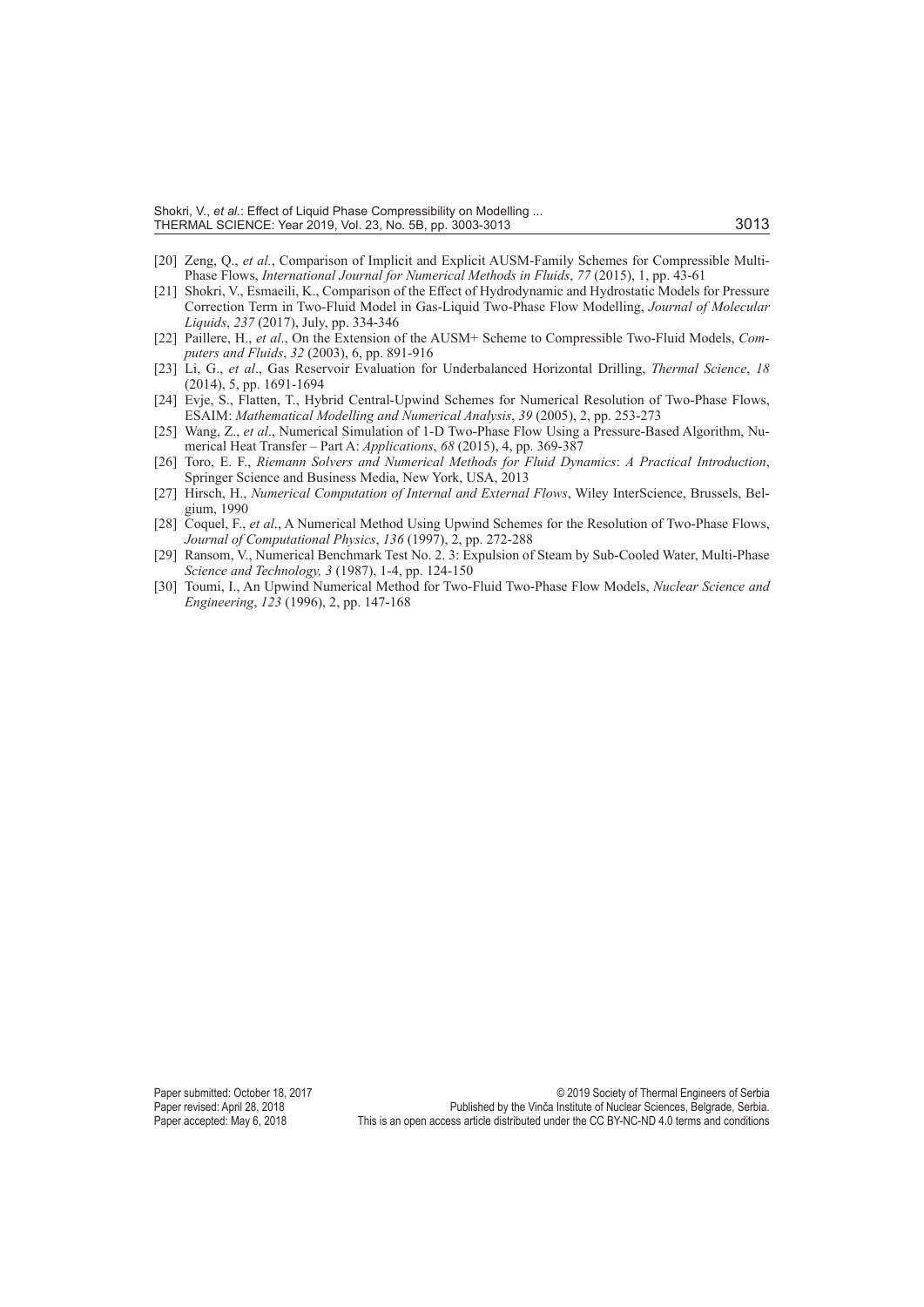[20] Zeng, Q., *et al.*, Comparison of Implicit and Explicit AUSM-Family Schemes for Compressible Multi-Phase Flows, *International Journal for Numerical Methods in Fluids*, *77* (2015), 1, pp. 43-61

[21] Shokri, V., Esmaeili, K., Comparison of the Effect of Hydrodynamic and Hydrostatic Models for Pressure Correction Term in Two-Fluid Model in Gas-Liquid Two-Phase Flow Modelling, *Journal of Molecular Liquids*, *237* (2017), July, pp. 334-346

[22] Paillere, H., *et al*., On the Extension of the AUSM+ Scheme to Compressible Two-Fluid Models, *Computers and Fluids*, *32* (2003), 6, pp. 891-916

[23] Li, G., *et al*., Gas Reservoir Evaluation for Underbalanced Horizontal Drilling, *Thermal Science*, *18* (2014), 5, pp. 1691-1694

[24] Evje, S., Flatten, T., Hybrid Central-Upwind Schemes for Numerical Resolution of Two-Phase Flows, ESAIM: *Mathematical Modelling and Numerical Analysis*, *39* (2005), 2, pp. 253-273

[25] Wang, Z., *et al*., Numerical Simulation of 1-D Two-Phase Flow Using a Pressure-Based Algorithm, Numerical Heat Transfer – Part A: *Applications*, *68* (2015), 4, pp. 369-387

[26] Toro, E. F., *Riemann Solvers and Numerical Methods for Fluid Dynamics*: *A Practical Introduction*, Springer Science and Business Media, New York, USA, 2013

[27] Hirsch, H., *Numerical Computation of Internal and External Flows*, Wiley InterScience, Brussels, Belgium, 1990

[28] Coquel, F., *et al*., A Numerical Method Using Upwind Schemes for the Resolution of Two-Phase Flows, *Journal of Computational Physics*, *136* (1997), 2, pp. 272-288

[29] Ransom, V., Numerical Benchmark Test No. 2. 3: Expulsion of Steam by Sub-Cooled Water, Multi-Phase *Science and Technology, 3* (1987), 1-4, pp. 124-150

[30] Toumi, I., An Upwind Numerical Method for Two-Fluid Two-Phase Flow Models, *Nuclear Science and Engineering*, *123* (1996), 2, pp. 147-168

Paper submitted: October 18, 2017
Paper revised: April 28, 2018
Paper accepted: May 6, 2018

© 2019 Society of Thermal Engineers of Serbia
Published by the Vinča Institute of Nuclear Sciences, Belgrade, Serbia.
This is an open access article distributed under the CC BY-NC-ND 4.0 terms and conditions